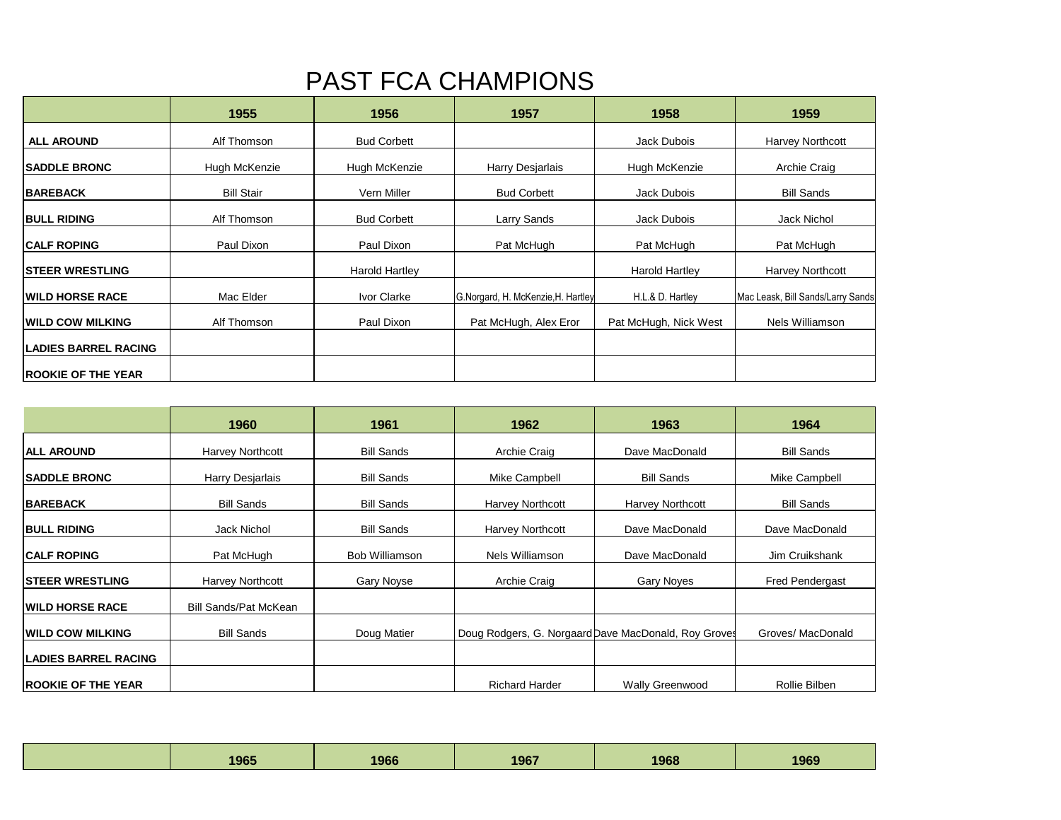# PAST FCA CHAMPIONS

| | 1955 | 1956 | 1957 | 1958 | 1959 |
|---|---|---|---|---|---|
| **ALL AROUND** | Alf Thomson | Bud Corbett | | Jack Dubois | Harvey Northcott |
| **SADDLE BRONC** | Hugh McKenzie | Hugh McKenzie | Harry Desjarlais | Hugh McKenzie | Archie Craig |
| **BAREBACK** | Bill Stair | Vern Miller | Bud Corbett | Jack Dubois | Bill Sands |
| **BULL RIDING** | Alf Thomson | Bud Corbett | Larry Sands | Jack Dubois | Jack Nichol |
| **CALF ROPING** | Paul Dixon | Paul Dixon | Pat McHugh | Pat McHugh | Pat McHugh |
| **STEER WRESTLING** | | Harold Hartley | | Harold Hartley | Harvey Northcott |
| **WILD HORSE RACE** | Mac Elder | Ivor Clarke | G.Norgard, H. McKenzie,H. Hartley | H.L.& D. Hartley | Mac Leask, Bill Sands/Larry Sands |
| **WILD COW MILKING** | Alf Thomson | Paul Dixon | Pat McHugh, Alex Eror | Pat McHugh, Nick West | Nels Williamson |
| **LADIES BARREL RACING** | | | | | |
| **ROOKIE OF THE YEAR** | | | | | |

| | 1960 | 1961 | 1962 | 1963 | 1964 |
|---|---|---|---|---|---|
| **ALL AROUND** | Harvey Northcott | Bill Sands | Archie Craig | Dave MacDonald | Bill Sands |
| **SADDLE BRONC** | Harry Desjarlais | Bill Sands | Mike Campbell | Bill Sands | Mike Campbell |
| **BAREBACK** | Bill Sands | Bill Sands | Harvey Northcott | Harvey Northcott | Bill Sands |
| **BULL RIDING** | Jack Nichol | Bill Sands | Harvey Northcott | Dave MacDonald | Dave MacDonald |
| **CALF ROPING** | Pat McHugh | Bob Williamson | Nels Williamson | Dave MacDonald | Jim Cruikshank |
| **STEER WRESTLING** | Harvey Northcott | Gary Noyse | Archie Craig | Gary Noyes | Fred Pendergast |
| **WILD HORSE RACE** | Bill Sands/Pat McKean | | | | |
| **WILD COW MILKING** | Bill Sands | Doug Matier | Doug Rodgers, G. Norgaard | Dave MacDonald, Roy Groves | Groves/ MacDonald |
| **LADIES BARREL RACING** | | | | | |
| **ROOKIE OF THE YEAR** | | | Richard Harder | Wally Greenwood | Rollie Bilben |

| | 1965 | 1966 | 1967 | 1968 | 1969 |
|---|---|---|---|---|---|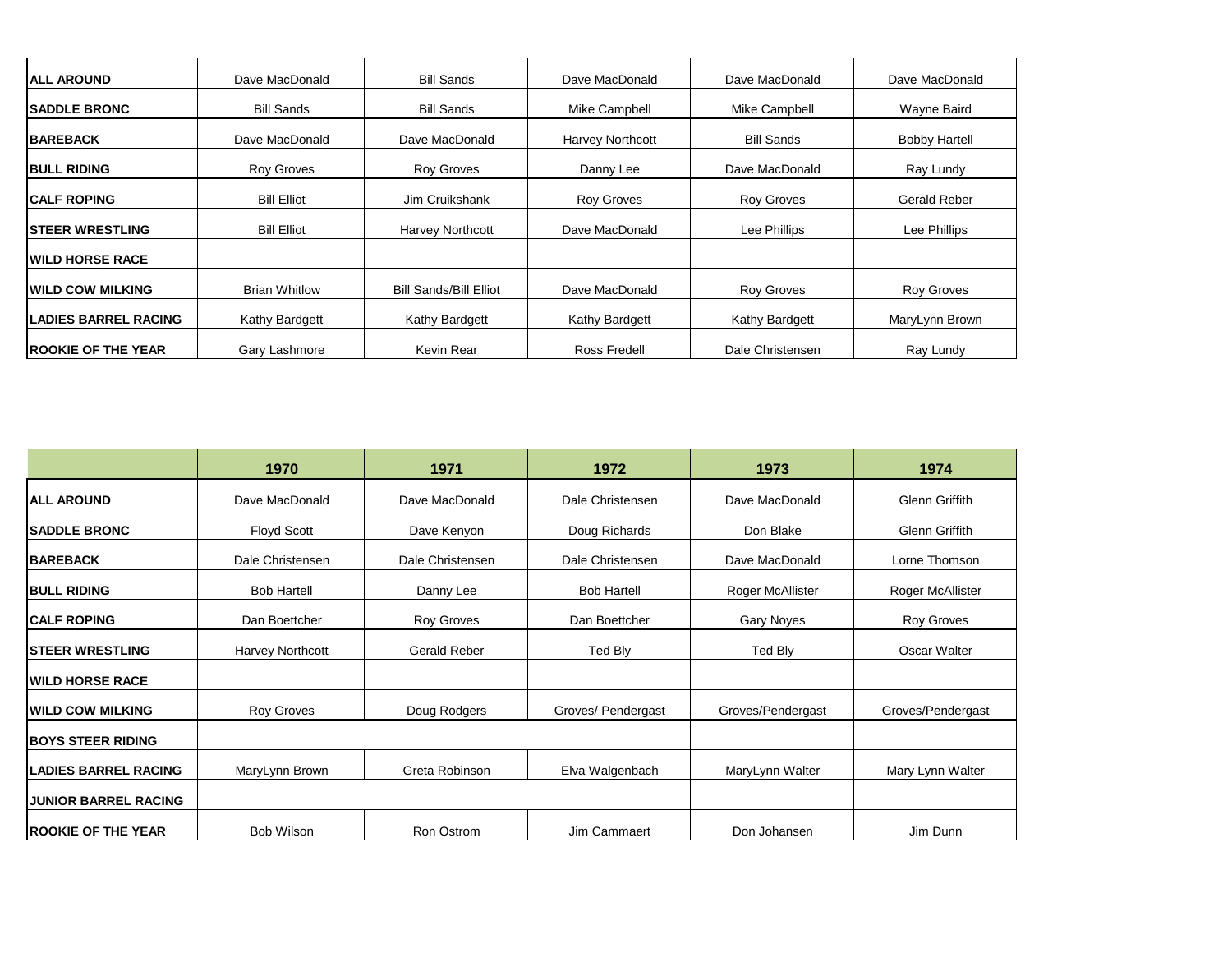| | | | | | |
|---|---|---|---|---|---|
| **ALL AROUND** | Dave MacDonald | Bill Sands | Dave MacDonald | Dave MacDonald | Dave MacDonald |
| **SADDLE BRONC** | Bill Sands | Bill Sands | Mike Campbell | Mike Campbell | Wayne Baird |
| **BAREBACK** | Dave MacDonald | Dave MacDonald | Harvey Northcott | Bill Sands | Bobby Hartell |
| **BULL RIDING** | Roy Groves | Roy Groves | Danny Lee | Dave MacDonald | Ray Lundy |
| **CALF ROPING** | Bill Elliot | Jim Cruikshank | Roy Groves | Roy Groves | Gerald Reber |
| **STEER WRESTLING** | Bill Elliot | Harvey Northcott | Dave MacDonald | Lee Phillips | Lee Phillips |
| **WILD HORSE RACE** | | | | | |
| **WILD COW MILKING** | Brian Whitlow | Bill Sands/Bill Elliot | Dave MacDonald | Roy Groves | Roy Groves |
| **LADIES BARREL RACING** | Kathy Bardgett | Kathy Bardgett | Kathy Bardgett | Kathy Bardgett | MaryLynn Brown |
| **ROOKIE OF THE YEAR** | Gary Lashmore | Kevin Rear | Ross Fredell | Dale Christensen | Ray Lundy |

| | 1970 | 1971 | 1972 | 1973 | 1974 |
|---|---|---|---|---|---|
| **ALL AROUND** | Dave MacDonald | Dave MacDonald | Dale Christensen | Dave MacDonald | Glenn Griffith |
| **SADDLE BRONC** | Floyd Scott | Dave Kenyon | Doug Richards | Don Blake | Glenn Griffith |
| **BAREBACK** | Dale Christensen | Dale Christensen | Dale Christensen | Dave MacDonald | Lorne Thomson |
| **BULL RIDING** | Bob Hartell | Danny Lee | Bob Hartell | Roger McAllister | Roger McAllister |
| **CALF ROPING** | Dan Boettcher | Roy Groves | Dan Boettcher | Gary Noyes | Roy Groves |
| **STEER WRESTLING** | Harvey Northcott | Gerald Reber | Ted Bly | Ted Bly | Oscar Walter |
| **WILD HORSE RACE** | | | | | |
| **WILD COW MILKING** | Roy Groves | Doug Rodgers | Groves/ Pendergast | Groves/Pendergast | Groves/Pendergast |
| **BOYS STEER RIDING** | | | | | |
| **LADIES BARREL RACING** | MaryLynn Brown | Greta Robinson | Elva Walgenbach | MaryLynn Walter | Mary Lynn Walter |
| **JUNIOR BARREL RACING** | | | | | |
| **ROOKIE OF THE YEAR** | Bob Wilson | Ron Ostrom | Jim Cammaert | Don Johansen | Jim Dunn |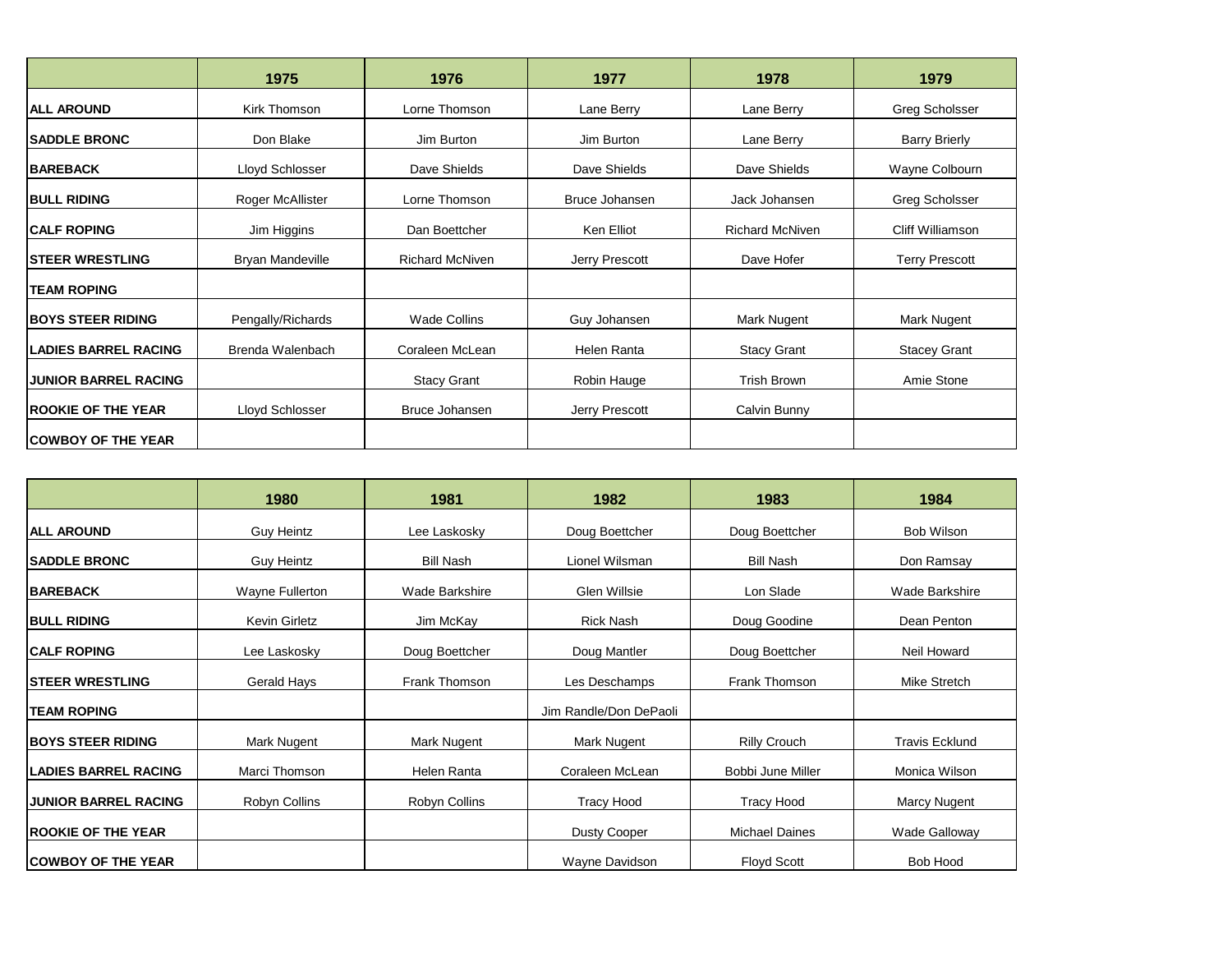| | 1975 | 1976 | 1977 | 1978 | 1979 |
|---|---|---|---|---|---|
| **ALL AROUND** | Kirk Thomson | Lorne Thomson | Lane Berry | Lane Berry | Greg Scholsser |
| **SADDLE BRONC** | Don Blake | Jim Burton | Jim Burton | Lane Berry | Barry Brierly |
| **BAREBACK** | Lloyd Schlosser | Dave Shields | Dave Shields | Dave Shields | Wayne Colbourn |
| **BULL RIDING** | Roger McAllister | Lorne Thomson | Bruce Johansen | Jack Johansen | Greg Scholsser |
| **CALF ROPING** | Jim Higgins | Dan Boettcher | Ken Elliot | Richard McNiven | Cliff Williamson |
| **STEER WRESTLING** | Bryan Mandeville | Richard McNiven | Jerry Prescott | Dave Hofer | Terry Prescott |
| **TEAM ROPING** | | | | | |
| **BOYS STEER RIDING** | Pengally/Richards | Wade Collins | Guy Johansen | Mark Nugent | Mark Nugent |
| **LADIES BARREL RACING** | Brenda Walenbach | Coraleen McLean | Helen Ranta | Stacy Grant | Stacey Grant |
| **JUNIOR BARREL RACING** | | Stacy Grant | Robin Hauge | Trish Brown | Amie Stone |
| **ROOKIE OF THE YEAR** | Lloyd Schlosser | Bruce Johansen | Jerry Prescott | Calvin Bunny | |
| **COWBOY OF THE YEAR** | | | | | |

| | 1980 | 1981 | 1982 | 1983 | 1984 |
|---|---|---|---|---|---|
| **ALL AROUND** | Guy Heintz | Lee Laskosky | Doug Boettcher | Doug Boettcher | Bob Wilson |
| **SADDLE BRONC** | Guy Heintz | Bill Nash | Lionel Wilsman | Bill Nash | Don Ramsay |
| **BAREBACK** | Wayne Fullerton | Wade Barkshire | Glen Willsie | Lon Slade | Wade Barkshire |
| **BULL RIDING** | Kevin Girletz | Jim McKay | Rick Nash | Doug Goodine | Dean Penton |
| **CALF ROPING** | Lee Laskosky | Doug Boettcher | Doug Mantler | Doug Boettcher | Neil Howard |
| **STEER WRESTLING** | Gerald Hays | Frank Thomson | Les Deschamps | Frank Thomson | Mike Stretch |
| **TEAM ROPING** | | | Jim Randle/Don DePaoli | | |
| **BOYS STEER RIDING** | Mark Nugent | Mark Nugent | Mark Nugent | Rilly Crouch | Travis Ecklund |
| **LADIES BARREL RACING** | Marci Thomson | Helen Ranta | Coraleen McLean | Bobbi June Miller | Monica Wilson |
| **JUNIOR BARREL RACING** | Robyn Collins | Robyn Collins | Tracy Hood | Tracy Hood | Marcy Nugent |
| **ROOKIE OF THE YEAR** | | | Dusty Cooper | Michael Daines | Wade Galloway |
| **COWBOY OF THE YEAR** | | | Wayne Davidson | Floyd Scott | Bob Hood |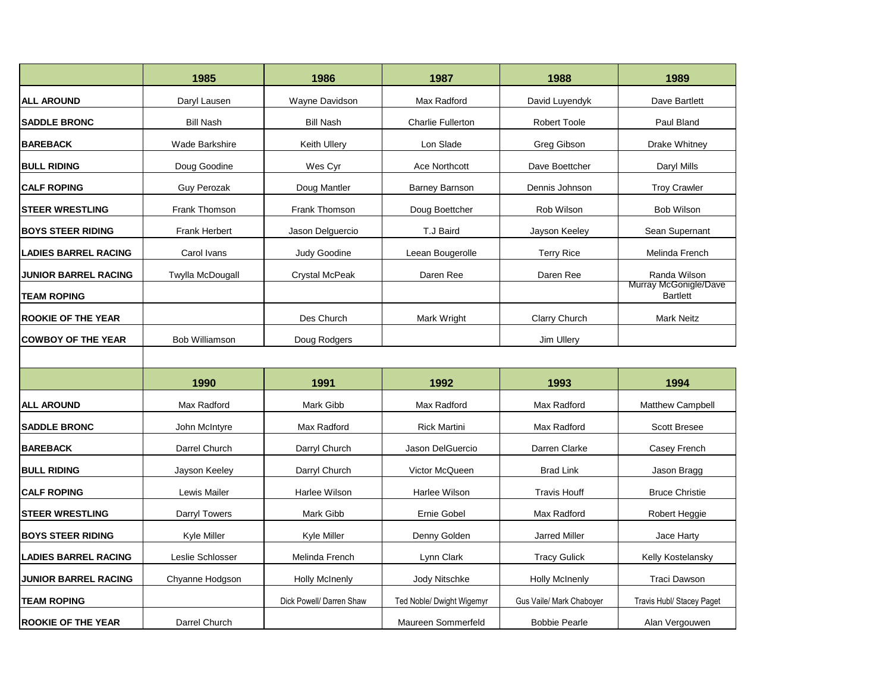| | 1985 | 1986 | 1987 | 1988 | 1989 |
|---|---|---|---|---|---|
| **ALL AROUND** | Daryl Lausen | Wayne Davidson | Max Radford | David Luyendyk | Dave Bartlett |
| **SADDLE BRONC** | Bill Nash | Bill Nash | Charlie Fullerton | Robert Toole | Paul Bland |
| **BAREBACK** | Wade Barkshire | Keith Ullery | Lon Slade | Greg Gibson | Drake Whitney |
| **BULL RIDING** | Doug Goodine | Wes Cyr | Ace Northcott | Dave Boettcher | Daryl Mills |
| **CALF ROPING** | Guy Perozak | Doug Mantler | Barney Barnson | Dennis Johnson | Troy Crawler |
| **STEER WRESTLING** | Frank Thomson | Frank Thomson | Doug Boettcher | Rob Wilson | Bob Wilson |
| **BOYS STEER RIDING** | Frank Herbert | Jason Delguercio | T.J Baird | Jayson Keeley | Sean Supernant |
| **LADIES BARREL RACING** | Carol Ivans | Judy Goodine | Leean Bougerolle | Terry Rice | Melinda French |
| **JUNIOR BARREL RACING** | Twylla McDougall | Crystal McPeak | Daren Ree | Daren Ree | Randa Wilson |
| **TEAM ROPING** | | | | | Murray McGonigle/Dave Bartlett |
| **ROOKIE OF THE YEAR** | | Des Church | Mark Wright | Clarry Church | Mark Neitz |
| **COWBOY OF THE YEAR** | Bob Williamson | Doug Rodgers | | Jim Ullery | |

| | 1990 | 1991 | 1992 | 1993 | 1994 |
|---|---|---|---|---|---|
| **ALL AROUND** | Max Radford | Mark Gibb | Max Radford | Max Radford | Matthew Campbell |
| **SADDLE BRONC** | John McIntyre | Max Radford | Rick Martini | Max Radford | Scott Bresee |
| **BAREBACK** | Darrel Church | Darryl Church | Jason DelGuercio | Darren Clarke | Casey French |
| **BULL RIDING** | Jayson Keeley | Darryl Church | Victor McQueen | Brad Link | Jason Bragg |
| **CALF ROPING** | Lewis Mailer | Harlee Wilson | Harlee Wilson | Travis Houff | Bruce Christie |
| **STEER WRESTLING** | Darryl Towers | Mark Gibb | Ernie Gobel | Max Radford | Robert Heggie |
| **BOYS STEER RIDING** | Kyle Miller | Kyle Miller | Denny Golden | Jarred Miller | Jace Harty |
| **LADIES BARREL RACING** | Leslie Schlosser | Melinda French | Lynn Clark | Tracy Gulick | Kelly Kostelansky |
| **JUNIOR BARREL RACING** | Chyanne Hodgson | Holly McInenly | Jody Nitschke | Holly McInenly | Traci Dawson |
| **TEAM ROPING** | | Dick Powell/ Darren Shaw | Ted Noble/ Dwight Wigemyr | Gus Vaile/ Mark Chaboyer | Travis Hubl/ Stacey Paget |
| **ROOKIE OF THE YEAR** | Darrel Church | | Maureen Sommerfeld | Bobbie Pearle | Alan Vergouwen |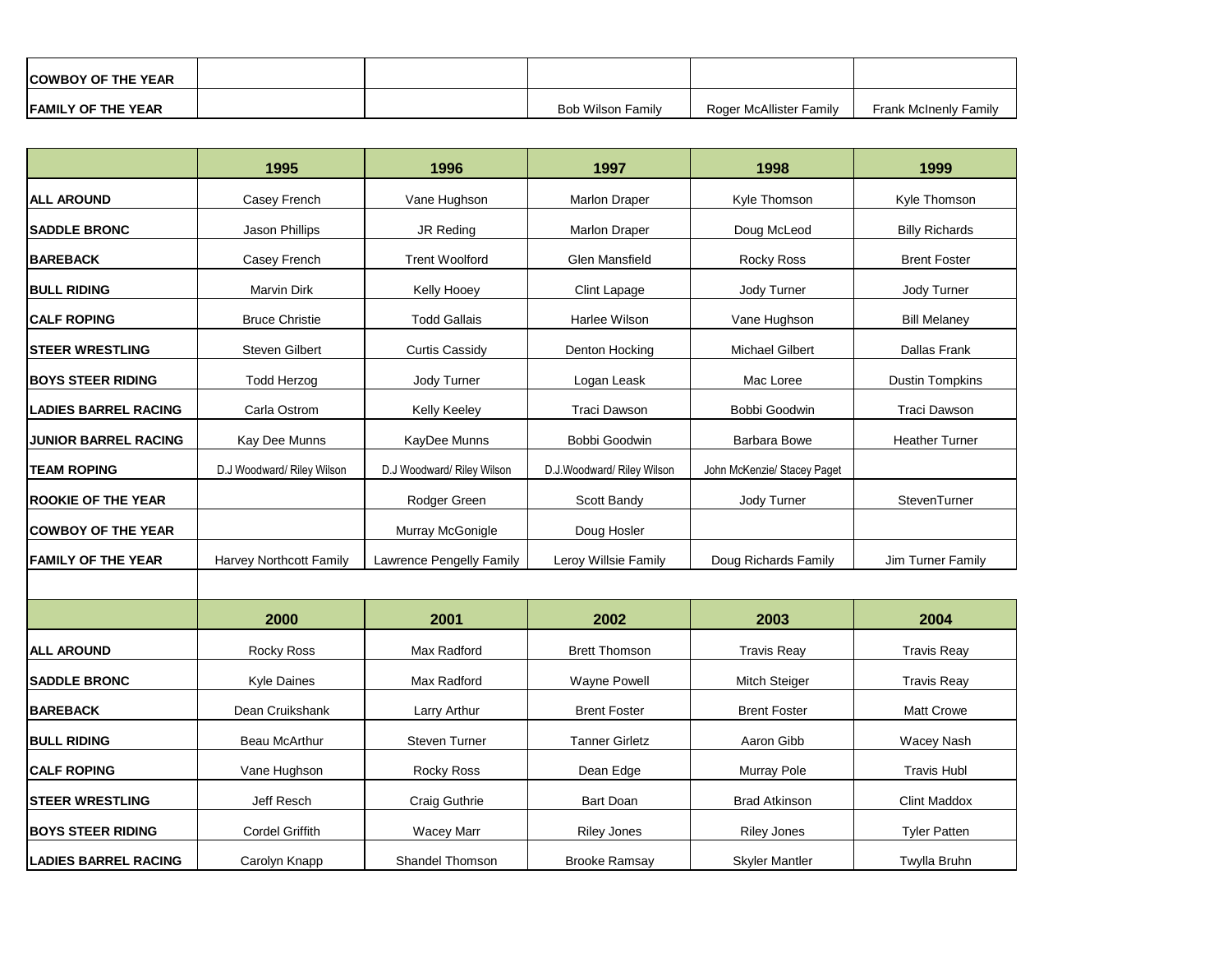| | | | | | |
|---|---|---|---|---|---|
| **COWBOY OF THE YEAR** | | | | | |
| **FAMILY OF THE YEAR** | | | Bob Wilson Family | Roger McAllister Family | Frank McInenly Family |

| | 1995 | 1996 | 1997 | 1998 | 1999 |
|---|---|---|---|---|---|
| **ALL AROUND** | Casey French | Vane Hughson | Marlon Draper | Kyle Thomson | Kyle Thomson |
| **SADDLE BRONC** | Jason Phillips | JR Reding | Marlon Draper | Doug McLeod | Billy Richards |
| **BAREBACK** | Casey French | Trent Woolford | Glen Mansfield | Rocky Ross | Brent Foster |
| **BULL RIDING** | Marvin Dirk | Kelly Hooey | Clint Lapage | Jody Turner | Jody Turner |
| **CALF ROPING** | Bruce Christie | Todd Gallais | Harlee Wilson | Vane Hughson | Bill Melaney |
| **STEER WRESTLING** | Steven Gilbert | Curtis Cassidy | Denton Hocking | Michael Gilbert | Dallas Frank |
| **BOYS STEER RIDING** | Todd Herzog | Jody Turner | Logan Leask | Mac Loree | Dustin Tompkins |
| **LADIES BARREL RACING** | Carla Ostrom | Kelly Keeley | Traci Dawson | Bobbi Goodwin | Traci Dawson |
| **JUNIOR BARREL RACING** | Kay Dee Munns | KayDee Munns | Bobbi Goodwin | Barbara Bowe | Heather Turner |
| **TEAM ROPING** | D.J Woodward/ Riley Wilson | D.J Woodward/ Riley Wilson | D.J.Woodward/ Riley Wilson | John McKenzie/ Stacey Paget | |
| **ROOKIE OF THE YEAR** | | Rodger Green | Scott Bandy | Jody Turner | StevenTurner |
| **COWBOY OF THE YEAR** | | Murray McGonigle | Doug Hosler | | |
| **FAMILY OF THE YEAR** | Harvey Northcott Family | Lawrence Pengelly Family | Leroy Willsie Family | Doug Richards Family | Jim Turner Family |

| | 2000 | 2001 | 2002 | 2003 | 2004 |
|---|---|---|---|---|---|
| **ALL AROUND** | Rocky Ross | Max Radford | Brett Thomson | Travis Reay | Travis Reay |
| **SADDLE BRONC** | Kyle Daines | Max Radford | Wayne Powell | Mitch Steiger | Travis Reay |
| **BAREBACK** | Dean Cruikshank | Larry Arthur | Brent Foster | Brent Foster | Matt Crowe |
| **BULL RIDING** | Beau McArthur | Steven Turner | Tanner Girletz | Aaron Gibb | Wacey Nash |
| **CALF ROPING** | Vane Hughson | Rocky Ross | Dean Edge | Murray Pole | Travis Hubl |
| **STEER WRESTLING** | Jeff Resch | Craig Guthrie | Bart Doan | Brad Atkinson | Clint Maddox |
| **BOYS STEER RIDING** | Cordel Griffith | Wacey Marr | Riley Jones | Riley Jones | Tyler Patten |
| **LADIES BARREL RACING** | Carolyn Knapp | Shandel Thomson | Brooke Ramsay | Skyler Mantler | Twylla Bruhn |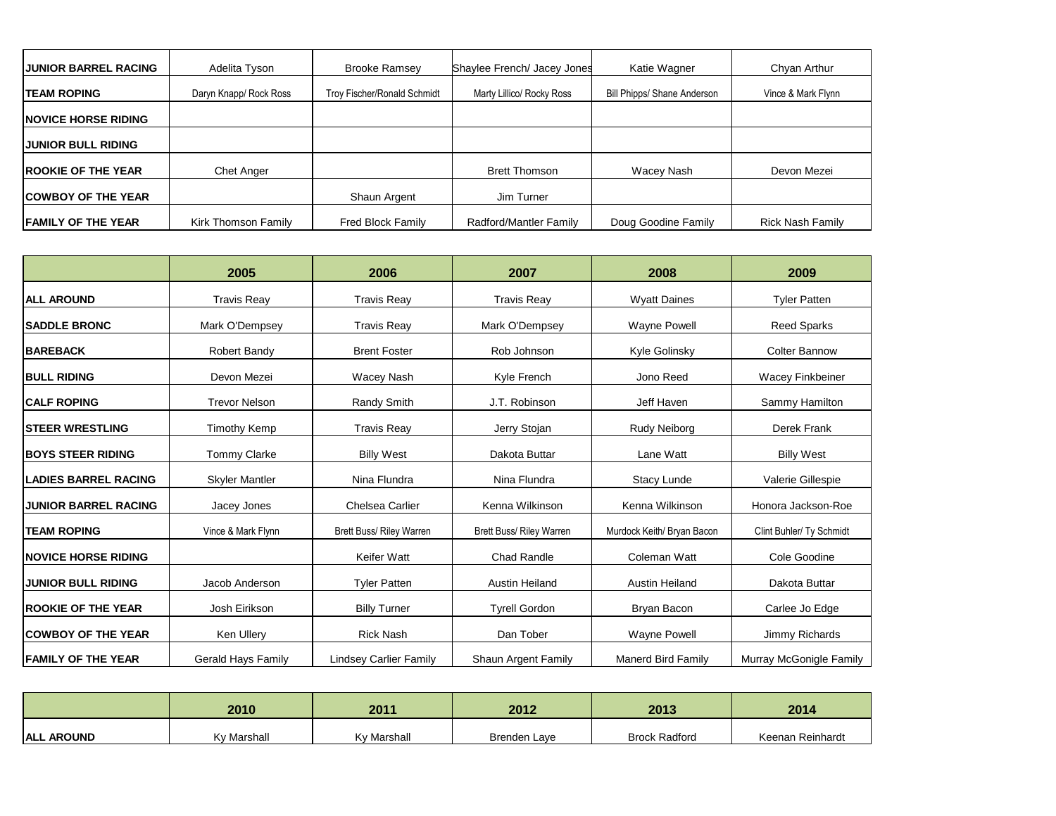| | | | | | |
|---|---|---|---|---|---|
| **JUNIOR BARREL RACING** | Adelita Tyson | Brooke Ramsey | Shaylee French/ Jacey Jones | Katie Wagner | Chyan Arthur |
| **TEAM ROPING** | Daryn Knapp/ Rock Ross | Troy Fischer/Ronald Schmidt | Marty Lillico/ Rocky Ross | Bill Phipps/ Shane Anderson | Vince & Mark Flynn |
| **NOVICE HORSE RIDING** | | | | | |
| **JUNIOR BULL RIDING** | | | | | |
| **ROOKIE OF THE YEAR** | Chet Anger | | Brett Thomson | Wacey Nash | Devon Mezei |
| **COWBOY OF THE YEAR** | | Shaun Argent | Jim Turner | | |
| **FAMILY OF THE YEAR** | Kirk Thomson Family | Fred Block Family | Radford/Mantler Family | Doug Goodine Family | Rick Nash Family |

| | 2005 | 2006 | 2007 | 2008 | 2009 |
|---|---|---|---|---|---|
| **ALL AROUND** | Travis Reay | Travis Reay | Travis Reay | Wyatt Daines | Tyler Patten |
| **SADDLE BRONC** | Mark O'Dempsey | Travis Reay | Mark O'Dempsey | Wayne Powell | Reed Sparks |
| **BAREBACK** | Robert Bandy | Brent Foster | Rob Johnson | Kyle Golinsky | Colter Bannow |
| **BULL RIDING** | Devon Mezei | Wacey Nash | Kyle French | Jono Reed | Wacey Finkbeiner |
| **CALF ROPING** | Trevor Nelson | Randy Smith | J.T. Robinson | Jeff Haven | Sammy Hamilton |
| **STEER WRESTLING** | Timothy Kemp | Travis Reay | Jerry Stojan | Rudy Neiborg | Derek Frank |
| **BOYS STEER RIDING** | Tommy Clarke | Billy West | Dakota Buttar | Lane Watt | Billy West |
| **LADIES BARREL RACING** | Skyler Mantler | Nina Flundra | Nina Flundra | Stacy Lunde | Valerie Gillespie |
| **JUNIOR BARREL RACING** | Jacey Jones | Chelsea Carlier | Kenna Wilkinson | Kenna Wilkinson | Honora Jackson-Roe |
| **TEAM ROPING** | Vince & Mark Flynn | Brett Buss/ Riley Warren | Brett Buss/ Riley Warren | Murdock Keith/ Bryan Bacon | Clint Buhler/ Ty Schmidt |
| **NOVICE HORSE RIDING** | | Keifer Watt | Chad Randle | Coleman Watt | Cole Goodine |
| **JUNIOR BULL RIDING** | Jacob Anderson | Tyler Patten | Austin Heiland | Austin Heiland | Dakota Buttar |
| **ROOKIE OF THE YEAR** | Josh Eirikson | Billy Turner | Tyrell Gordon | Bryan Bacon | Carlee Jo Edge |
| **COWBOY OF THE YEAR** | Ken Ullery | Rick Nash | Dan Tober | Wayne Powell | Jimmy Richards |
| **FAMILY OF THE YEAR** | Gerald Hays Family | Lindsey Carlier Family | Shaun Argent Family | Manerd Bird Family | Murray McGonigle Family |

| | 2010 | 2011 | 2012 | 2013 | 2014 |
|---|---|---|---|---|---|
| **ALL AROUND** | Ky Marshall | Ky Marshall | Brenden Laye | Brock Radford | Keenan Reinhardt |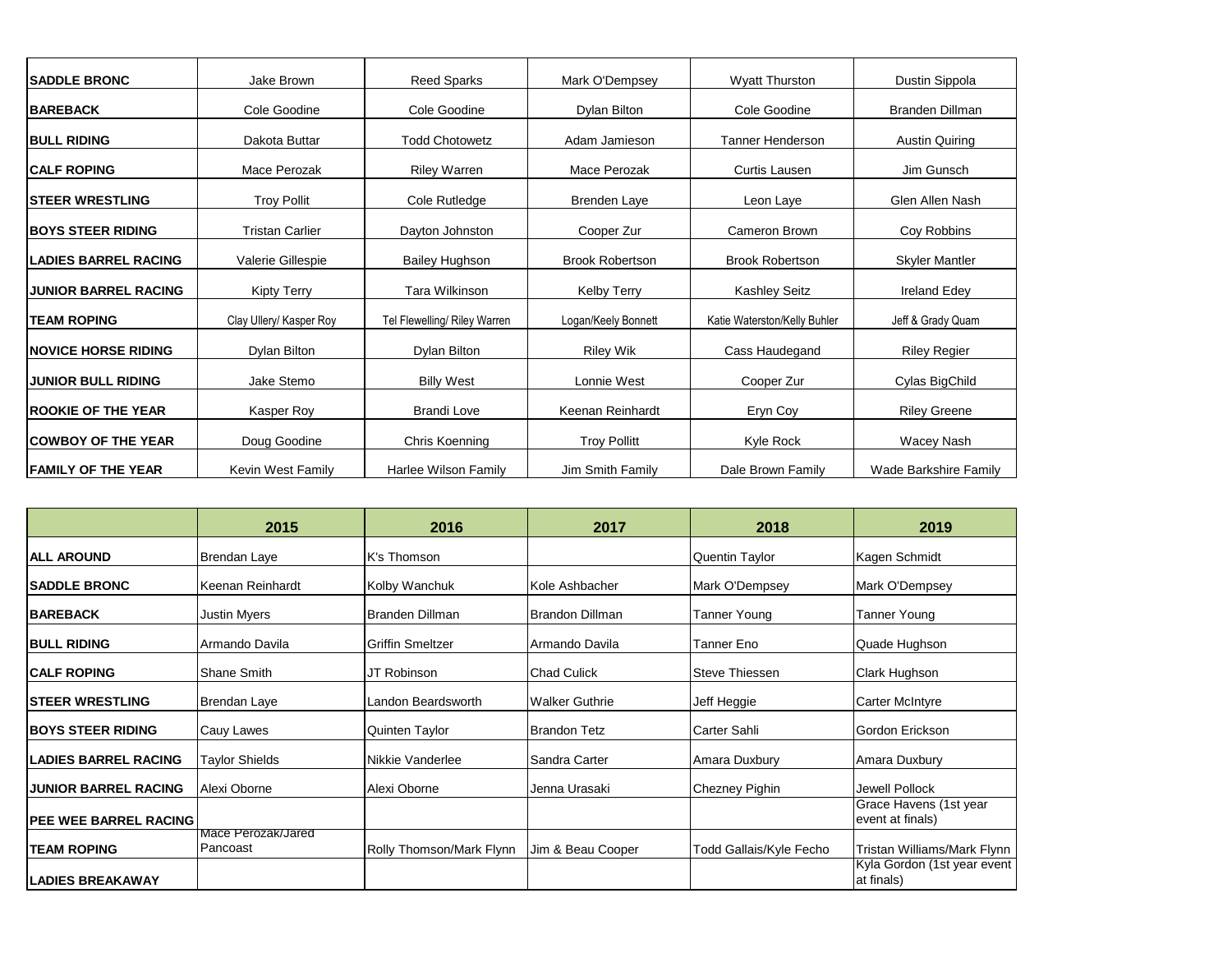| | | | | | |
|---|---|---|---|---|---|
| **SADDLE BRONC** | Jake Brown | Reed Sparks | Mark O'Dempsey | Wyatt Thurston | Dustin Sippola |
| **BAREBACK** | Cole Goodine | Cole Goodine | Dylan Bilton | Cole Goodine | Branden Dillman |
| **BULL RIDING** | Dakota Buttar | Todd Chotowetz | Adam Jamieson | Tanner Henderson | Austin Quiring |
| **CALF ROPING** | Mace Perozak | Riley Warren | Mace Perozak | Curtis Lausen | Jim Gunsch |
| **STEER WRESTLING** | Troy Pollit | Cole Rutledge | Brenden Laye | Leon Laye | Glen Allen Nash |
| **BOYS STEER RIDING** | Tristan Carlier | Dayton Johnston | Cooper Zur | Cameron Brown | Coy Robbins |
| **LADIES BARREL RACING** | Valerie Gillespie | Bailey Hughson | Brook Robertson | Brook Robertson | Skyler Mantler |
| **JUNIOR BARREL RACING** | Kipty Terry | Tara Wilkinson | Kelby Terry | Kashley Seitz | Ireland Edey |
| **TEAM ROPING** | Clay Ullery/ Kasper Roy | Tel Flewelling/ Riley Warren | Logan/Keely Bonnett | Katie Waterston/Kelly Buhler | Jeff & Grady Quam |
| **NOVICE HORSE RIDING** | Dylan Bilton | Dylan Bilton | Riley Wik | Cass Haudegand | Riley Regier |
| **JUNIOR BULL RIDING** | Jake Stemo | Billy West | Lonnie West | Cooper Zur | Cylas BigChild |
| **ROOKIE OF THE YEAR** | Kasper Roy | Brandi Love | Keenan Reinhardt | Eryn Coy | Riley Greene |
| **COWBOY OF THE YEAR** | Doug Goodine | Chris Koenning | Troy Pollitt | Kyle Rock | Wacey Nash |
| **FAMILY OF THE YEAR** | Kevin West Family | Harlee Wilson Family | Jim Smith Family | Dale Brown Family | Wade Barkshire Family |

| | 2015 | 2016 | 2017 | 2018 | 2019 |
|---|---|---|---|---|---|
| **ALL AROUND** | Brendan Laye | K's Thomson | | Quentin Taylor | Kagen Schmidt |
| **SADDLE BRONC** | Keenan Reinhardt | Kolby Wanchuk | Kole Ashbacher | Mark O'Dempsey | Mark O'Dempsey |
| **BAREBACK** | Justin Myers | Branden Dillman | Brandon Dillman | Tanner Young | Tanner Young |
| **BULL RIDING** | Armando Davila | Griffin Smeltzer | Armando Davila | Tanner Eno | Quade Hughson |
| **CALF ROPING** | Shane Smith | JT Robinson | Chad Culick | Steve Thiessen | Clark Hughson |
| **STEER WRESTLING** | Brendan Laye | Landon Beardsworth | Walker Guthrie | Jeff Heggie | Carter McIntyre |
| **BOYS STEER RIDING** | Cauy Lawes | Quinten Taylor | Brandon Tetz | Carter Sahli | Gordon Erickson |
| **LADIES BARREL RACING** | Taylor Shields | Nikkie Vanderlee | Sandra Carter | Amara Duxbury | Amara Duxbury |
| **JUNIOR BARREL RACING** | Alexi Oborne | Alexi Oborne | Jenna Urasaki | Chezney Pighin | Jewell Pollock |
| **PEE WEE BARREL RACING** | | | | | Grace Havens (1st year event at finals) |
| **TEAM ROPING** | Mace Perozak/Jared Pancoast | Rolly Thomson/Mark Flynn | Jim & Beau Cooper | Todd Gallais/Kyle Fecho | Tristan Williams/Mark Flynn |
| **LADIES BREAKAWAY** | | | | | Kyla Gordon (1st year event at finals) |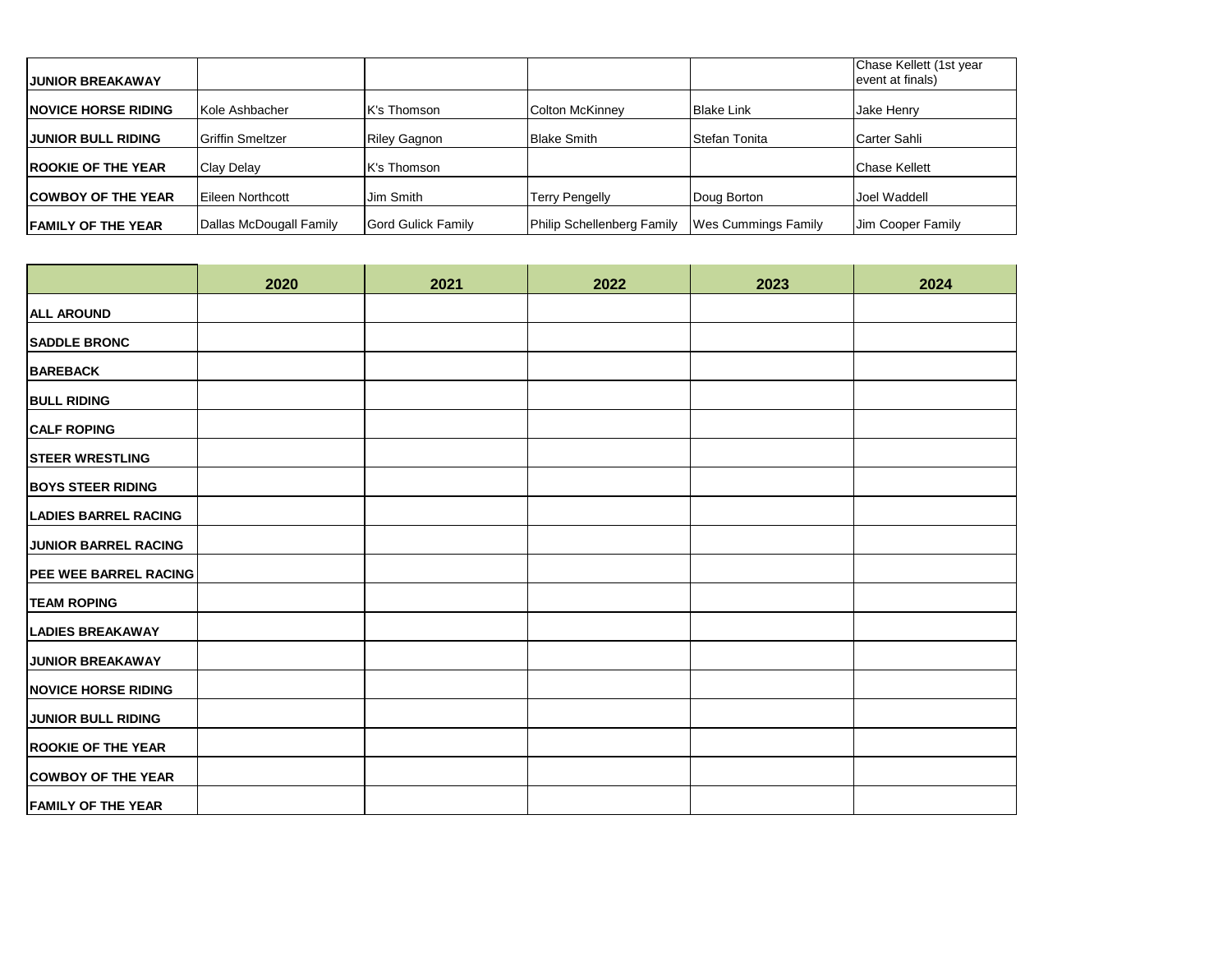| | | | | | |
|---|---|---|---|---|---|
| **JUNIOR BREAKAWAY** | | | | | Chase Kellett (1st year event at finals) |
| **NOVICE HORSE RIDING** | Kole Ashbacher | K's Thomson | Colton McKinney | Blake Link | Jake Henry |
| **JUNIOR BULL RIDING** | Griffin Smeltzer | Riley Gagnon | Blake Smith | Stefan Tonita | Carter Sahli |
| **ROOKIE OF THE YEAR** | Clay Delay | K's Thomson | | | Chase Kellett |
| **COWBOY OF THE YEAR** | Eileen Northcott | Jim Smith | Terry Pengelly | Doug Borton | Joel Waddell |
| **FAMILY OF THE YEAR** | Dallas McDougall Family | Gord Gulick Family | Philip Schellenberg Family | Wes Cummings Family | Jim Cooper Family |

| | 2020 | 2021 | 2022 | 2023 | 2024 |
|---|---|---|---|---|---|
| **ALL AROUND** | | | | | |
| **SADDLE BRONC** | | | | | |
| **BAREBACK** | | | | | |
| **BULL RIDING** | | | | | |
| **CALF ROPING** | | | | | |
| **STEER WRESTLING** | | | | | |
| **BOYS STEER RIDING** | | | | | |
| **LADIES BARREL RACING** | | | | | |
| **JUNIOR BARREL RACING** | | | | | |
| **PEE WEE BARREL RACING** | | | | | |
| **TEAM ROPING** | | | | | |
| **LADIES BREAKAWAY** | | | | | |
| **JUNIOR BREAKAWAY** | | | | | |
| **NOVICE HORSE RIDING** | | | | | |
| **JUNIOR BULL RIDING** | | | | | |
| **ROOKIE OF THE YEAR** | | | | | |
| **COWBOY OF THE YEAR** | | | | | |
| **FAMILY OF THE YEAR** | | | | | |